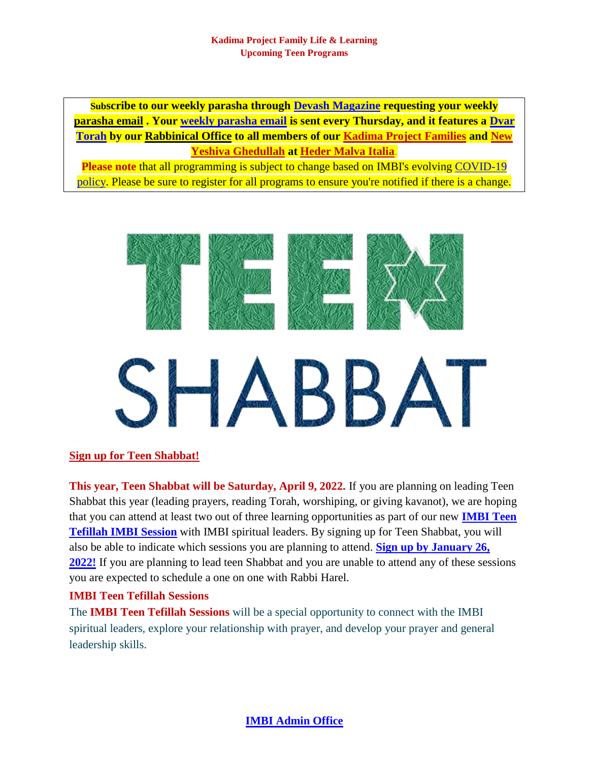**Kadima Project Family Life & Learning**
**Upcoming Teen Programs**

**Subscribe to our weekly parasha through Devash Magazine requesting your weekly parasha email . Your weekly parasha email is sent every Thursday, and it features a Dvar Torah by our Rabbinical Office to all members of our Kadima Project Families and New Yeshiva Ghedullah at Heder Malva Italia.**

**Please note** that all programming is subject to change based on IMBI's evolving COVID-19 policy. Please be sure to register for all programs to ensure you're notified if there is a change.

TEEN SHABBAT

**Sign up for Teen Shabbat!**

**This year, Teen Shabbat will be Saturday, April 9, 2022.** If you are planning on leading Teen Shabbat this year (leading prayers, reading Torah, worshiping, or giving kavanot), we are hoping that you can attend at least two out of three learning opportunities as part of our new **IMBI Teen Tefillah IMBI Session** with IMBI spiritual leaders. By signing up for Teen Shabbat, you will also be able to indicate which sessions you are planning to attend. **Sign up by January 26, 2022!** If you are planning to lead teen Shabbat and you are unable to attend any of these sessions you are expected to schedule a one on one with Rabbi Harel.

**IMBI Teen Tefillah Sessions**

The **IMBI Teen Tefillah Sessions** will be a special opportunity to connect with the IMBI spiritual leaders, explore your relationship with prayer, and develop your prayer and general leadership skills.

**IMBI Admin Office**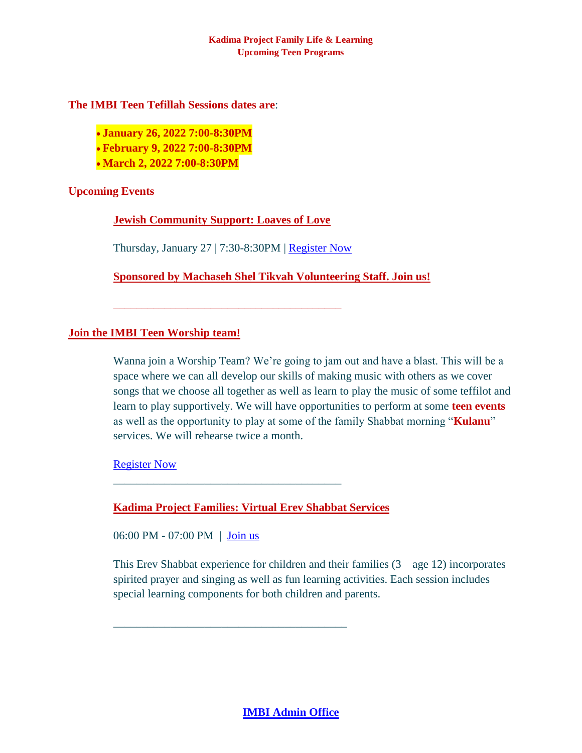**Kadima Project Family Life & Learning**
**Upcoming Teen Programs**

**The IMBI Teen Tefillah Sessions dates are**:

- **January 26, 2022 7:00-8:30PM**
- **February 9, 2022 7:00-8:30PM**
- **March 2, 2022 7:00-8:30PM**

**Upcoming Events**

**Jewish Community Support: Loaves of Love**

Thursday, January 27 | 7:30-8:30PM | Register Now

**Sponsored by Machaseh Shel Tikvah Volunteering Staff. Join us!**

---

**Join the IMBI Teen Worship team!**

Wanna join a Worship Team? We're going to jam out and have a blast. This will be a space where we can all develop our skills of making music with others as we cover songs that we choose all together as well as learn to play the music of some teffilot and learn to play supportively. We will have opportunities to perform at some **teen events** as well as the opportunity to play at some of the family Shabbat morning "**Kulanu**" services. We will rehearse twice a month.

Register Now

---

**Kadima Project Families: Virtual Erev Shabbat Services**

06:00 PM - 07:00 PM | Join us

This Erev Shabbat experience for children and their families (3 – age 12) incorporates spirited prayer and singing as well as fun learning activities. Each session includes special learning components for both children and parents.

---

**IMBI Admin Office**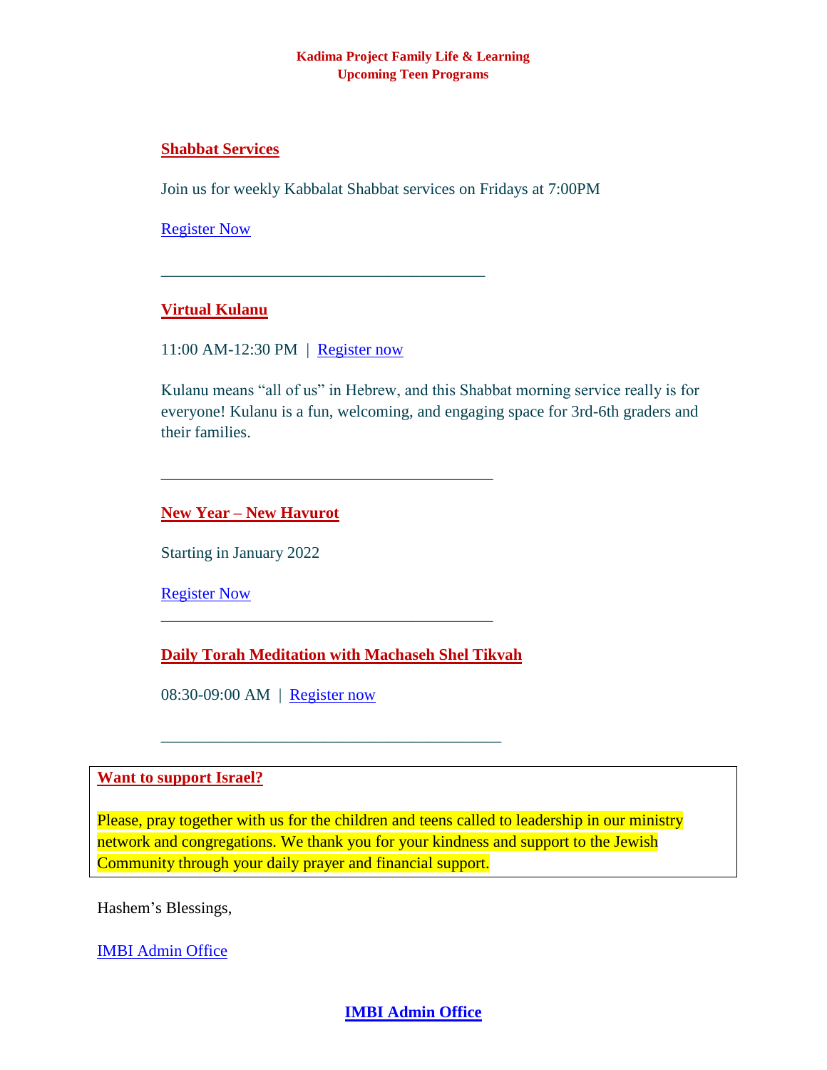**Kadima Project Family Life & Learning**
**Upcoming Teen Programs**

## Shabbat Services

Join us for weekly Kabbalat Shabbat services on Fridays at 7:00PM

Register Now

---

## Virtual Kulanu

11:00 AM-12:30 PM | Register now

Kulanu means "all of us" in Hebrew, and this Shabbat morning service really is for everyone! Kulanu is a fun, welcoming, and engaging space for 3rd-6th graders and their families.

---

## New Year – New Havurot

Starting in January 2022

Register Now

---

## Daily Torah Meditation with Machaseh Shel Tikvah

08:30-09:00 AM | Register now

---

**Want to support Israel?**

Please, pray together with us for the children and teens called to leadership in our ministry network and congregations. We thank you for your kindness and support to the Jewish Community through your daily prayer and financial support.

Hashem's Blessings,

IMBI Admin Office

**IMBI Admin Office**